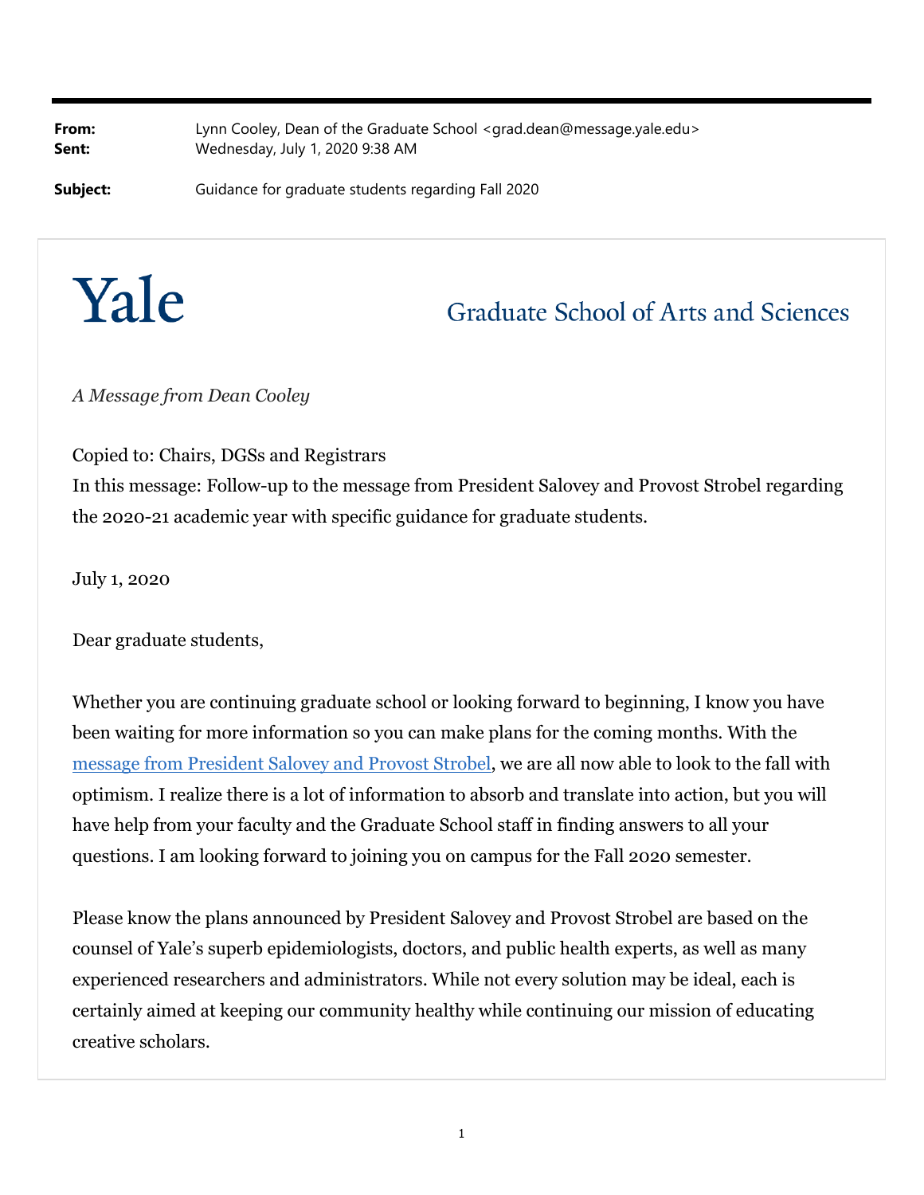**From:** Lynn Cooley, Dean of the Graduate School <grad.dean@message.yale.edu>
**Sent:** Wednesday, July 1, 2020 9:38 AM

**Subject:** Guidance for graduate students regarding Fall 2020

# Yale

## Graduate School of Arts and Sciences

*A Message from Dean Cooley*

Copied to: Chairs, DGSs and Registrars
In this message: Follow-up to the message from President Salovey and Provost Strobel regarding the 2020-21 academic year with specific guidance for graduate students.

July 1, 2020

Dear graduate students,

Whether you are continuing graduate school or looking forward to beginning, I know you have been waiting for more information so you can make plans for the coming months. With the message from President Salovey and Provost Strobel, we are all now able to look to the fall with optimism. I realize there is a lot of information to absorb and translate into action, but you will have help from your faculty and the Graduate School staff in finding answers to all your questions. I am looking forward to joining you on campus for the Fall 2020 semester.

Please know the plans announced by President Salovey and Provost Strobel are based on the counsel of Yale's superb epidemiologists, doctors, and public health experts, as well as many experienced researchers and administrators. While not every solution may be ideal, each is certainly aimed at keeping our community healthy while continuing our mission of educating creative scholars.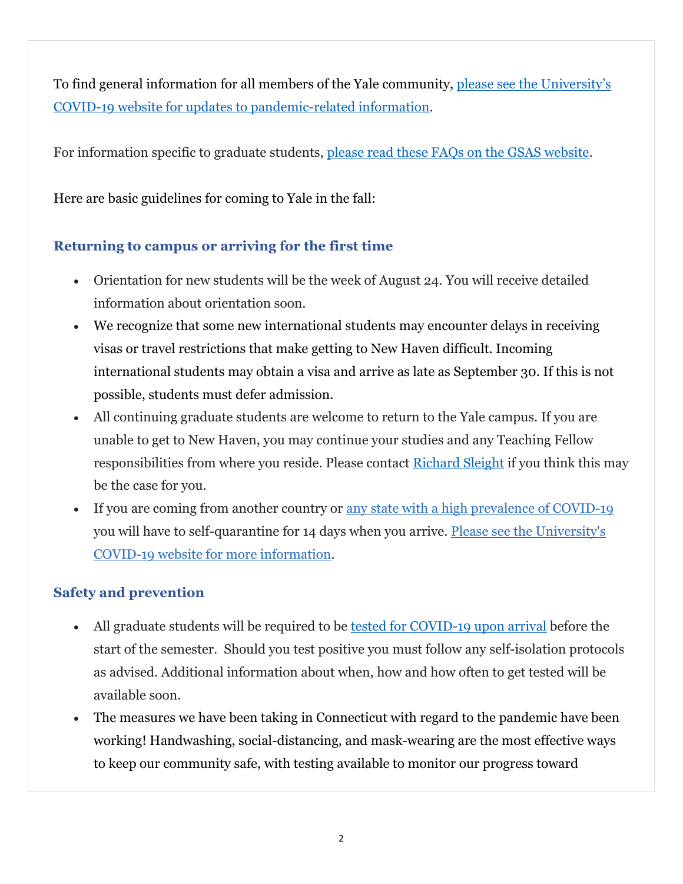To find general information for all members of the Yale community, [please see the University's COVID-19 website for updates to pandemic-related information](#).

For information specific to graduate students, [please read these FAQs on the GSAS website](#).

Here are basic guidelines for coming to Yale in the fall:

### Returning to campus or arriving for the first time

- Orientation for new students will be the week of August 24. You will receive detailed information about orientation soon.
- We recognize that some new international students may encounter delays in receiving visas or travel restrictions that make getting to New Haven difficult. Incoming international students may obtain a visa and arrive as late as September 30. If this is not possible, students must defer admission.
- All continuing graduate students are welcome to return to the Yale campus. If you are unable to get to New Haven, you may continue your studies and any Teaching Fellow responsibilities from where you reside. Please contact [Richard Sleight](#) if you think this may be the case for you.
- If you are coming from another country or [any state with a high prevalence of COVID-19](#) you will have to self-quarantine for 14 days when you arrive. [Please see the University's COVID-19 website for more information](#).

### Safety and prevention

- All graduate students will be required to be [tested for COVID-19 upon arrival](#) before the start of the semester. Should you test positive you must follow any self-isolation protocols as advised. Additional information about when, how and how often to get tested will be available soon.
- The measures we have been taking in Connecticut with regard to the pandemic have been working! Handwashing, social-distancing, and mask-wearing are the most effective ways to keep our community safe, with testing available to monitor our progress toward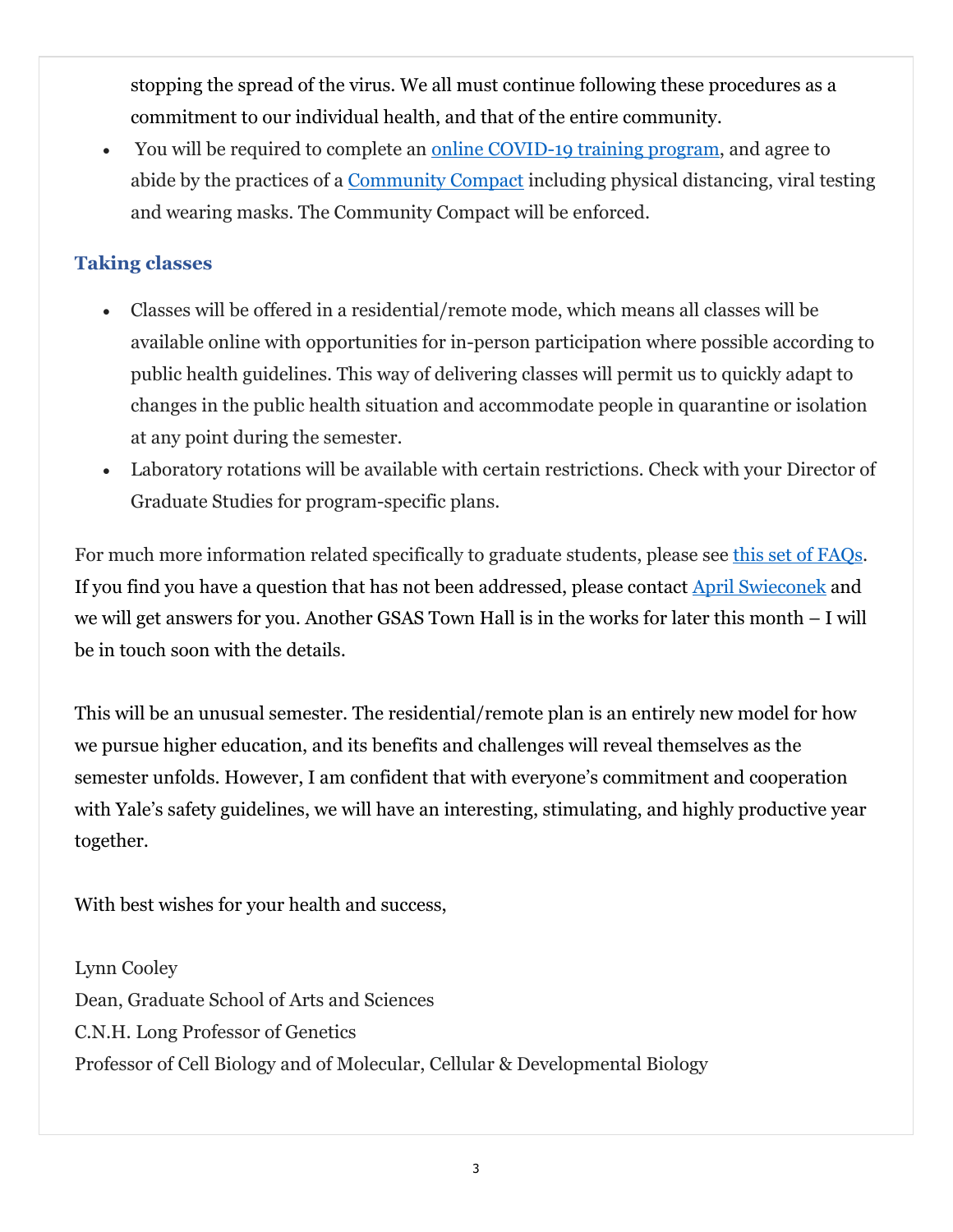stopping the spread of the virus. We all must continue following these procedures as a commitment to our individual health, and that of the entire community.

- You will be required to complete an online COVID-19 training program, and agree to abide by the practices of a Community Compact including physical distancing, viral testing and wearing masks. The Community Compact will be enforced.

### Taking classes

- Classes will be offered in a residential/remote mode, which means all classes will be available online with opportunities for in-person participation where possible according to public health guidelines. This way of delivering classes will permit us to quickly adapt to changes in the public health situation and accommodate people in quarantine or isolation at any point during the semester.
- Laboratory rotations will be available with certain restrictions. Check with your Director of Graduate Studies for program-specific plans.

For much more information related specifically to graduate students, please see this set of FAQs. If you find you have a question that has not been addressed, please contact April Swieconek and we will get answers for you. Another GSAS Town Hall is in the works for later this month – I will be in touch soon with the details.

This will be an unusual semester. The residential/remote plan is an entirely new model for how we pursue higher education, and its benefits and challenges will reveal themselves as the semester unfolds. However, I am confident that with everyone's commitment and cooperation with Yale's safety guidelines, we will have an interesting, stimulating, and highly productive year together.

With best wishes for your health and success,

Lynn Cooley
Dean, Graduate School of Arts and Sciences
C.N.H. Long Professor of Genetics
Professor of Cell Biology and of Molecular, Cellular & Developmental Biology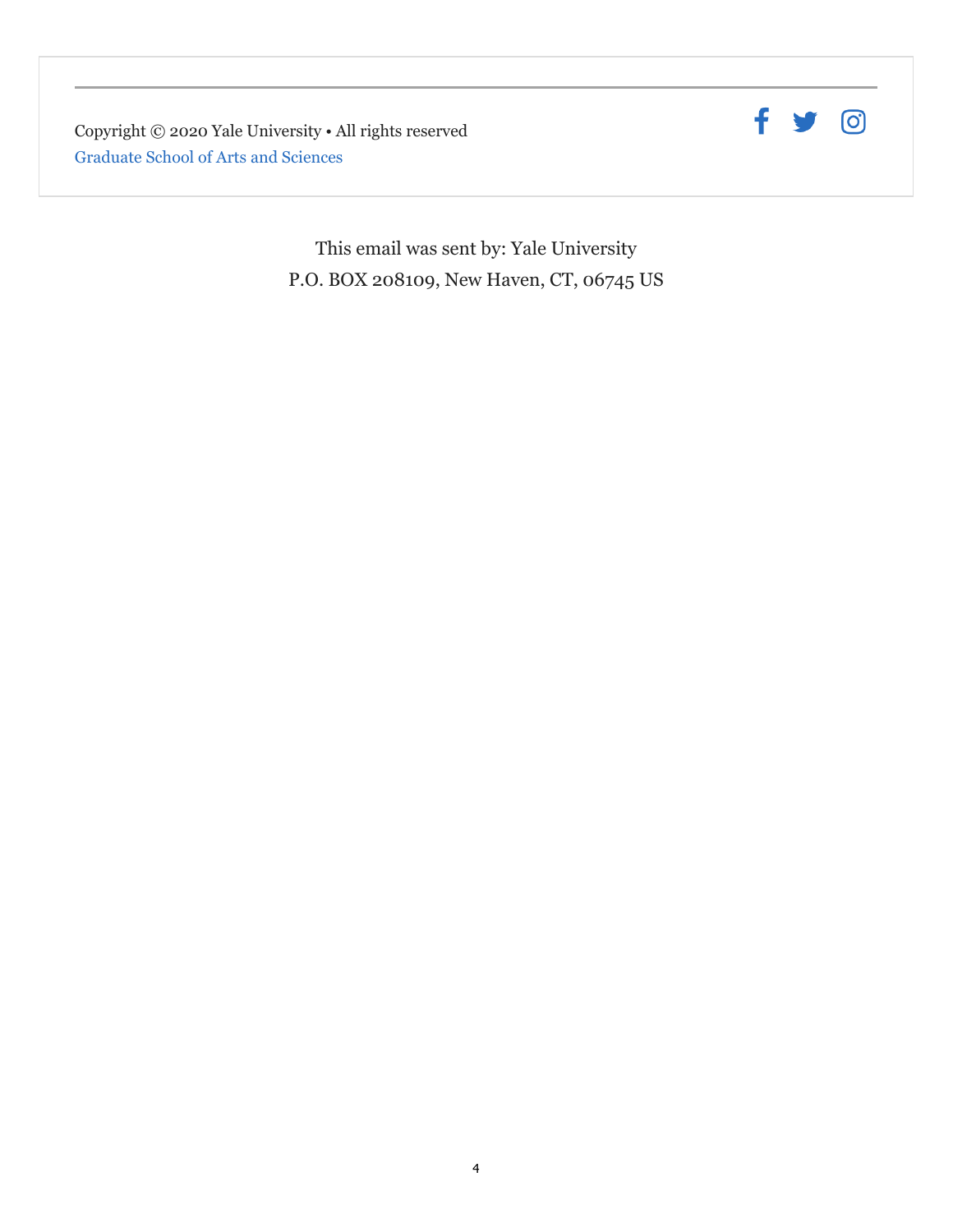Copyright © 2020 Yale University • All rights reserved

Graduate School of Arts and Sciences

This email was sent by: Yale University

P.O. BOX 208109, New Haven, CT, 06745 US